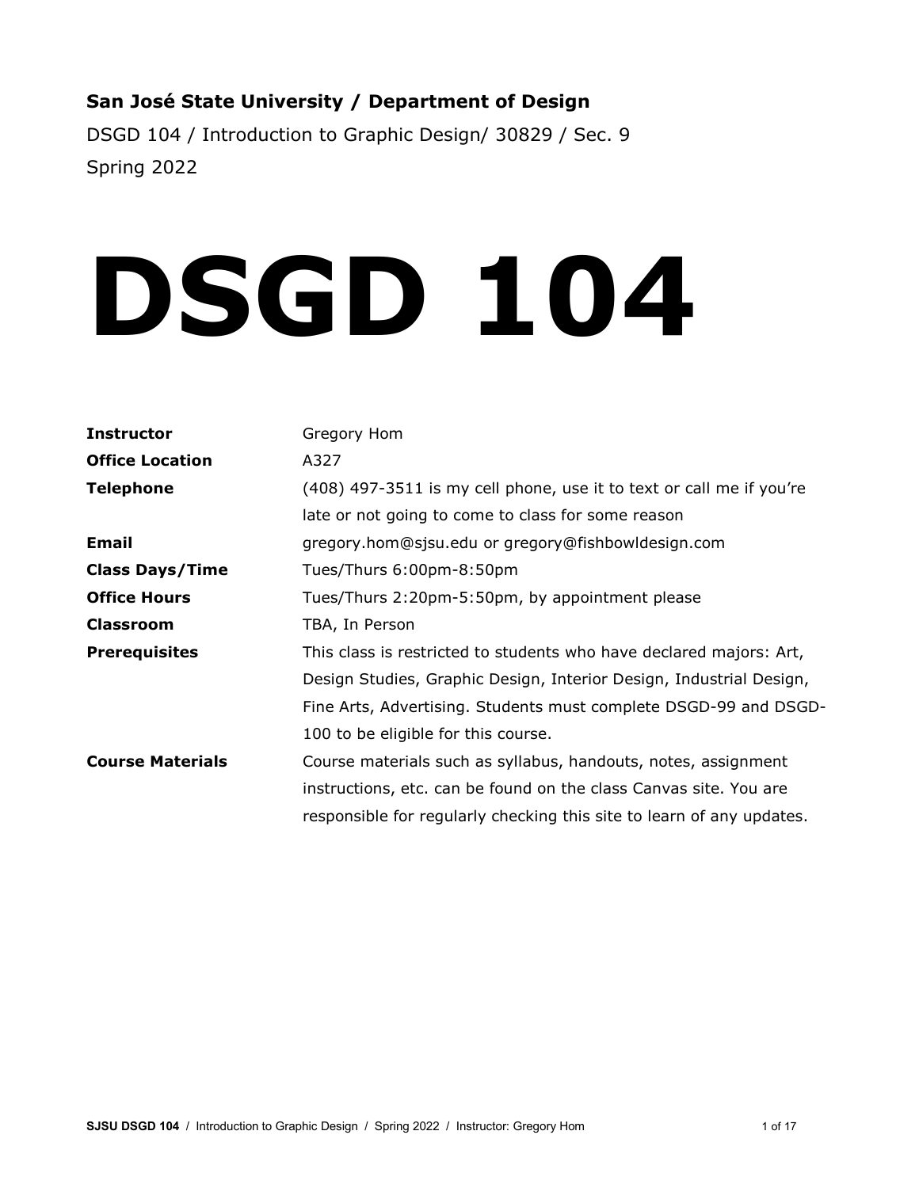**San José State University / Department of Design**

DSGD 104 / Introduction to Graphic Design/ 30829 / Sec. 9

Spring 2022

# DSGD 104

| | |
|---|---|
| **Instructor** | Gregory Hom |
| **Office Location** | A327 |
| **Telephone** | (408) 497-3511 is my cell phone, use it to text or call me if you're late or not going to come to class for some reason |
| **Email** | gregory.hom@sjsu.edu or gregory@fishbowldesign.com |
| **Class Days/Time** | Tues/Thurs 6:00pm-8:50pm |
| **Office Hours** | Tues/Thurs 2:20pm-5:50pm, by appointment please |
| **Classroom** | TBA, In Person |
| **Prerequisites** | This class is restricted to students who have declared majors: Art, Design Studies, Graphic Design, Interior Design, Industrial Design, Fine Arts, Advertising. Students must complete DSGD-99 and DSGD-100 to be eligible for this course. |
| **Course Materials** | Course materials such as syllabus, handouts, notes, assignment instructions, etc. can be found on the class Canvas site. You are responsible for regularly checking this site to learn of any updates. |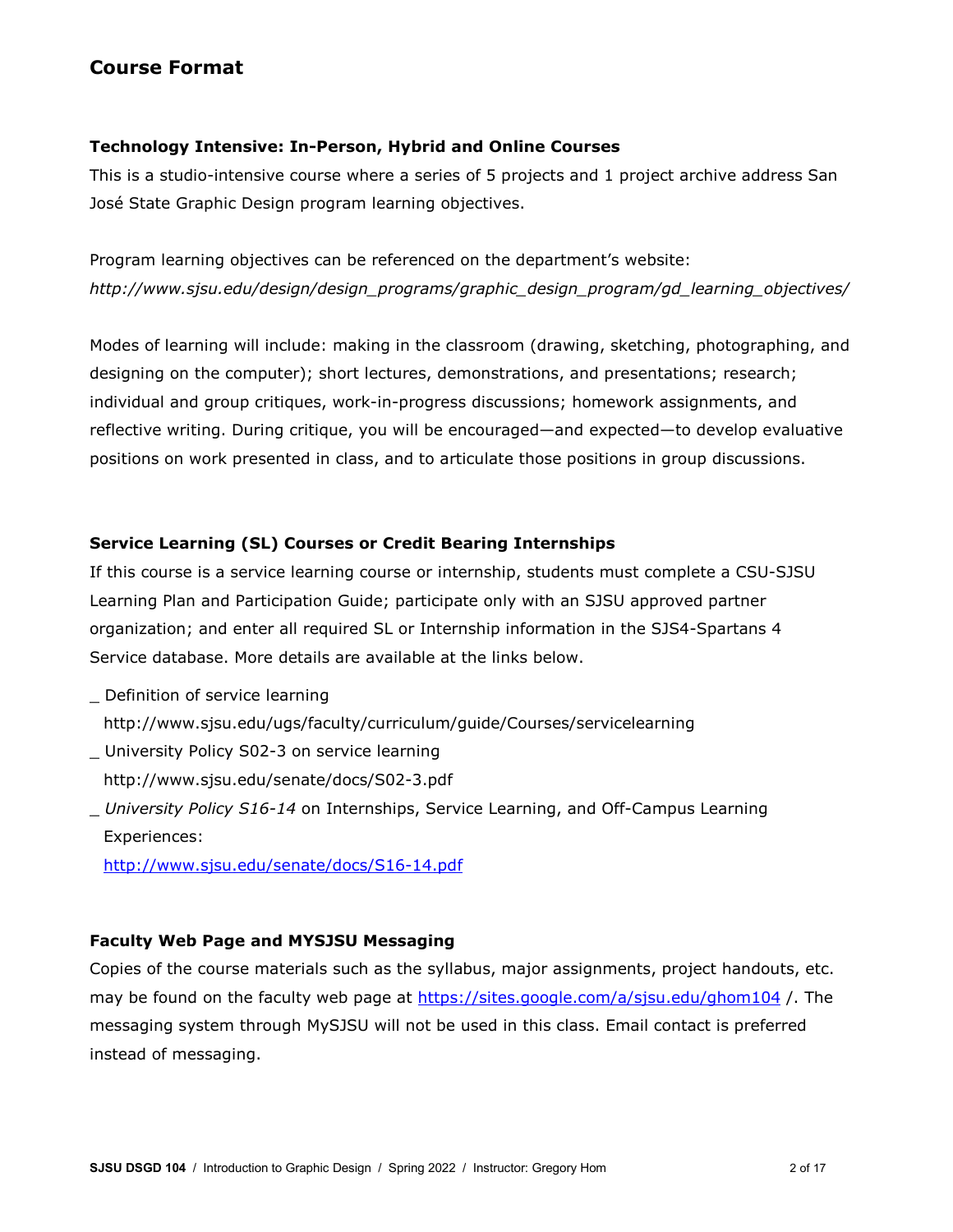## Course Format

### Technology Intensive: In-Person, Hybrid and Online Courses

This is a studio-intensive course where a series of 5 projects and 1 project archive address San José State Graphic Design program learning objectives.

Program learning objectives can be referenced on the department's website:
*http://www.sjsu.edu/design/design_programs/graphic_design_program/gd_learning_objectives/*

Modes of learning will include: making in the classroom (drawing, sketching, photographing, and designing on the computer); short lectures, demonstrations, and presentations; research; individual and group critiques, work-in-progress discussions; homework assignments, and reflective writing. During critique, you will be encouraged—and expected—to develop evaluative positions on work presented in class, and to articulate those positions in group discussions.

### Service Learning (SL) Courses or Credit Bearing Internships

If this course is a service learning course or internship, students must complete a CSU-SJSU Learning Plan and Participation Guide; participate only with an SJSU approved partner organization; and enter all required SL or Internship information in the SJS4-Spartans 4 Service database. More details are available at the links below.

_ Definition of service learning
http://www.sjsu.edu/ugs/faculty/curriculum/guide/Courses/servicelearning

_ University Policy S02-3 on service learning
http://www.sjsu.edu/senate/docs/S02-3.pdf

_ *University Policy S16-14* on Internships, Service Learning, and Off-Campus Learning Experiences:
http://www.sjsu.edu/senate/docs/S16-14.pdf

### Faculty Web Page and MYSJSU Messaging

Copies of the course materials such as the syllabus, major assignments, project handouts, etc. may be found on the faculty web page at https://sites.google.com/a/sjsu.edu/ghom104 /. The messaging system through MySJSU will not be used in this class. Email contact is preferred instead of messaging.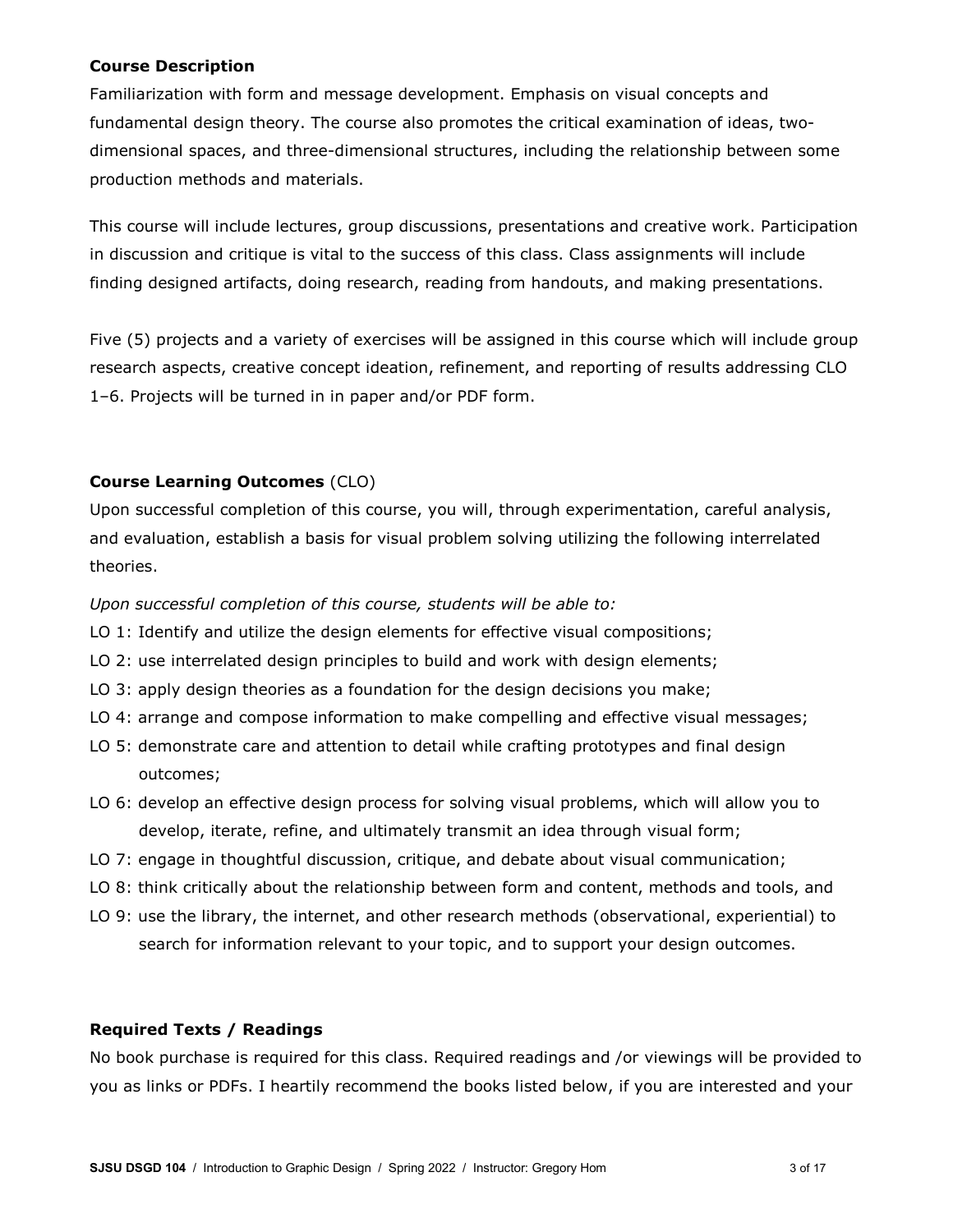**Course Description**

Familiarization with form and message development. Emphasis on visual concepts and fundamental design theory. The course also promotes the critical examination of ideas, two-dimensional spaces, and three-dimensional structures, including the relationship between some production methods and materials.

This course will include lectures, group discussions, presentations and creative work. Participation in discussion and critique is vital to the success of this class. Class assignments will include finding designed artifacts, doing research, reading from handouts, and making presentations.

Five (5) projects and a variety of exercises will be assigned in this course which will include group research aspects, creative concept ideation, refinement, and reporting of results addressing CLO 1–6. Projects will be turned in in paper and/or PDF form.

**Course Learning Outcomes** (CLO)

Upon successful completion of this course, you will, through experimentation, careful analysis, and evaluation, establish a basis for visual problem solving utilizing the following interrelated theories.

*Upon successful completion of this course, students will be able to:*

- LO 1: Identify and utilize the design elements for effective visual compositions;
- LO 2: use interrelated design principles to build and work with design elements;
- LO 3: apply design theories as a foundation for the design decisions you make;
- LO 4: arrange and compose information to make compelling and effective visual messages;
- LO 5: demonstrate care and attention to detail while crafting prototypes and final design outcomes;
- LO 6: develop an effective design process for solving visual problems, which will allow you to develop, iterate, refine, and ultimately transmit an idea through visual form;
- LO 7: engage in thoughtful discussion, critique, and debate about visual communication;
- LO 8: think critically about the relationship between form and content, methods and tools, and
- LO 9: use the library, the internet, and other research methods (observational, experiential) to search for information relevant to your topic, and to support your design outcomes.

**Required Texts / Readings**

No book purchase is required for this class. Required readings and /or viewings will be provided to you as links or PDFs. I heartily recommend the books listed below, if you are interested and your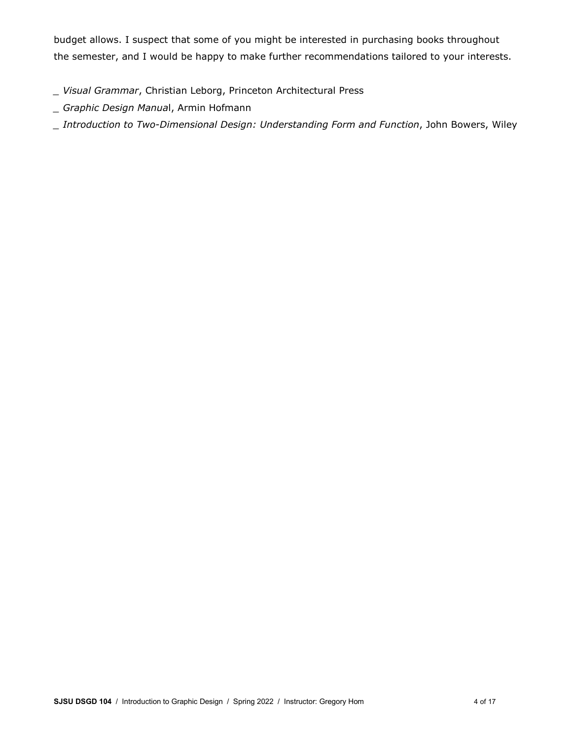budget allows. I suspect that some of you might be interested in purchasing books throughout the semester, and I would be happy to make further recommendations tailored to your interests.

_ *Visual Grammar*, Christian Leborg, Princeton Architectural Press

_ *Graphic Design Manua*l, Armin Hofmann

_ *Introduction to Two-Dimensional Design: Understanding Form and Function*, John Bowers, Wiley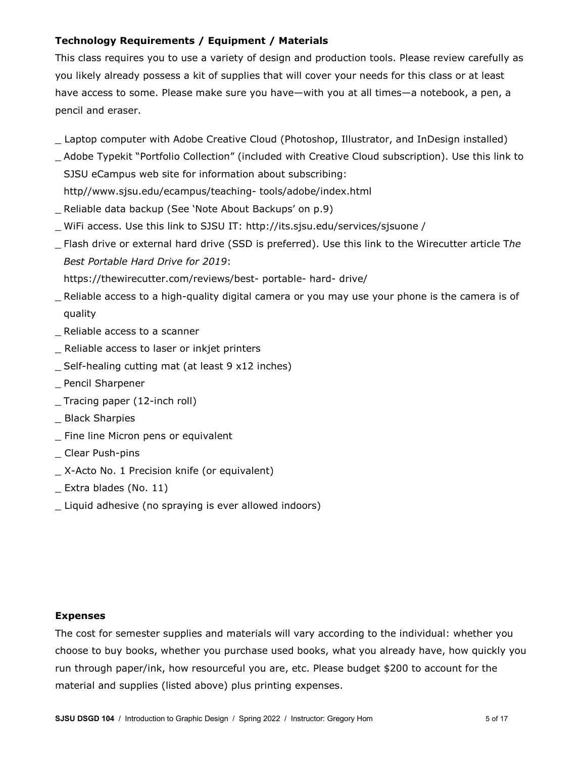### Technology Requirements / Equipment / Materials

This class requires you to use a variety of design and production tools. Please review carefully as you likely already possess a kit of supplies that will cover your needs for this class or at least have access to some. Please make sure you have—with you at all times—a notebook, a pen, a pencil and eraser.

_ Laptop computer with Adobe Creative Cloud (Photoshop, Illustrator, and InDesign installed)

_ Adobe Typekit "Portfolio Collection" (included with Creative Cloud subscription). Use this link to SJSU eCampus web site for information about subscribing: http//www.sjsu.edu/ecampus/teaching- tools/adobe/index.html

_ Reliable data backup (See 'Note About Backups' on p.9)

_ WiFi access. Use this link to SJSU IT: http://its.sjsu.edu/services/sjsuone /

_ Flash drive or external hard drive (SSD is preferred). Use this link to the Wirecutter article T*he Best Portable Hard Drive for 2019*: https://thewirecutter.com/reviews/best- portable- hard- drive/

_ Reliable access to a high-quality digital camera or you may use your phone is the camera is of quality

_ Reliable access to a scanner

_ Reliable access to laser or inkjet printers

_ Self-healing cutting mat (at least 9 x12 inches)

_ Pencil Sharpener

_ Tracing paper (12-inch roll)

_ Black Sharpies

_ Fine line Micron pens or equivalent

_ Clear Push-pins

_ X-Acto No. 1 Precision knife (or equivalent)

_ Extra blades (No. 11)

_ Liquid adhesive (no spraying is ever allowed indoors)

### Expenses

The cost for semester supplies and materials will vary according to the individual: whether you choose to buy books, whether you purchase used books, what you already have, how quickly you run through paper/ink, how resourceful you are, etc. Please budget $200 to account for the material and supplies (listed above) plus printing expenses.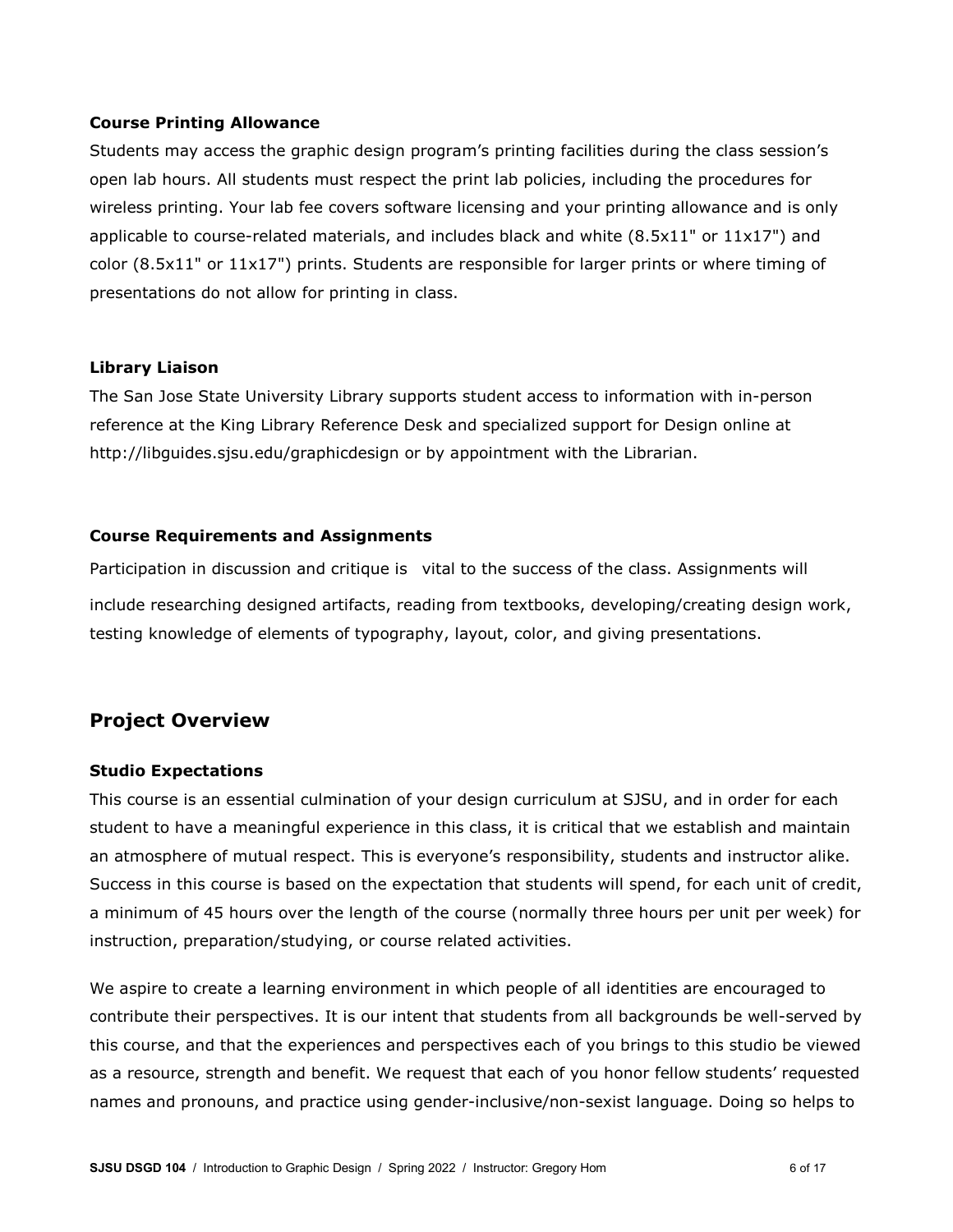### Course Printing Allowance

Students may access the graphic design program's printing facilities during the class session's open lab hours. All students must respect the print lab policies, including the procedures for wireless printing. Your lab fee covers software licensing and your printing allowance and is only applicable to course-related materials, and includes black and white (8.5x11" or 11x17") and color (8.5x11" or 11x17") prints. Students are responsible for larger prints or where timing of presentations do not allow for printing in class.

### Library Liaison

The San Jose State University Library supports student access to information with in-person reference at the King Library Reference Desk and specialized support for Design online at http://libguides.sjsu.edu/graphicdesign or by appointment with the Librarian.

### Course Requirements and Assignments

Participation in discussion and critique is vital to the success of the class. Assignments will include researching designed artifacts, reading from textbooks, developing/creating design work, testing knowledge of elements of typography, layout, color, and giving presentations.

## Project Overview

### Studio Expectations

This course is an essential culmination of your design curriculum at SJSU, and in order for each student to have a meaningful experience in this class, it is critical that we establish and maintain an atmosphere of mutual respect. This is everyone's responsibility, students and instructor alike. Success in this course is based on the expectation that students will spend, for each unit of credit, a minimum of 45 hours over the length of the course (normally three hours per unit per week) for instruction, preparation/studying, or course related activities.

We aspire to create a learning environment in which people of all identities are encouraged to contribute their perspectives. It is our intent that students from all backgrounds be well-served by this course, and that the experiences and perspectives each of you brings to this studio be viewed as a resource, strength and benefit. We request that each of you honor fellow students' requested names and pronouns, and practice using gender-inclusive/non-sexist language. Doing so helps to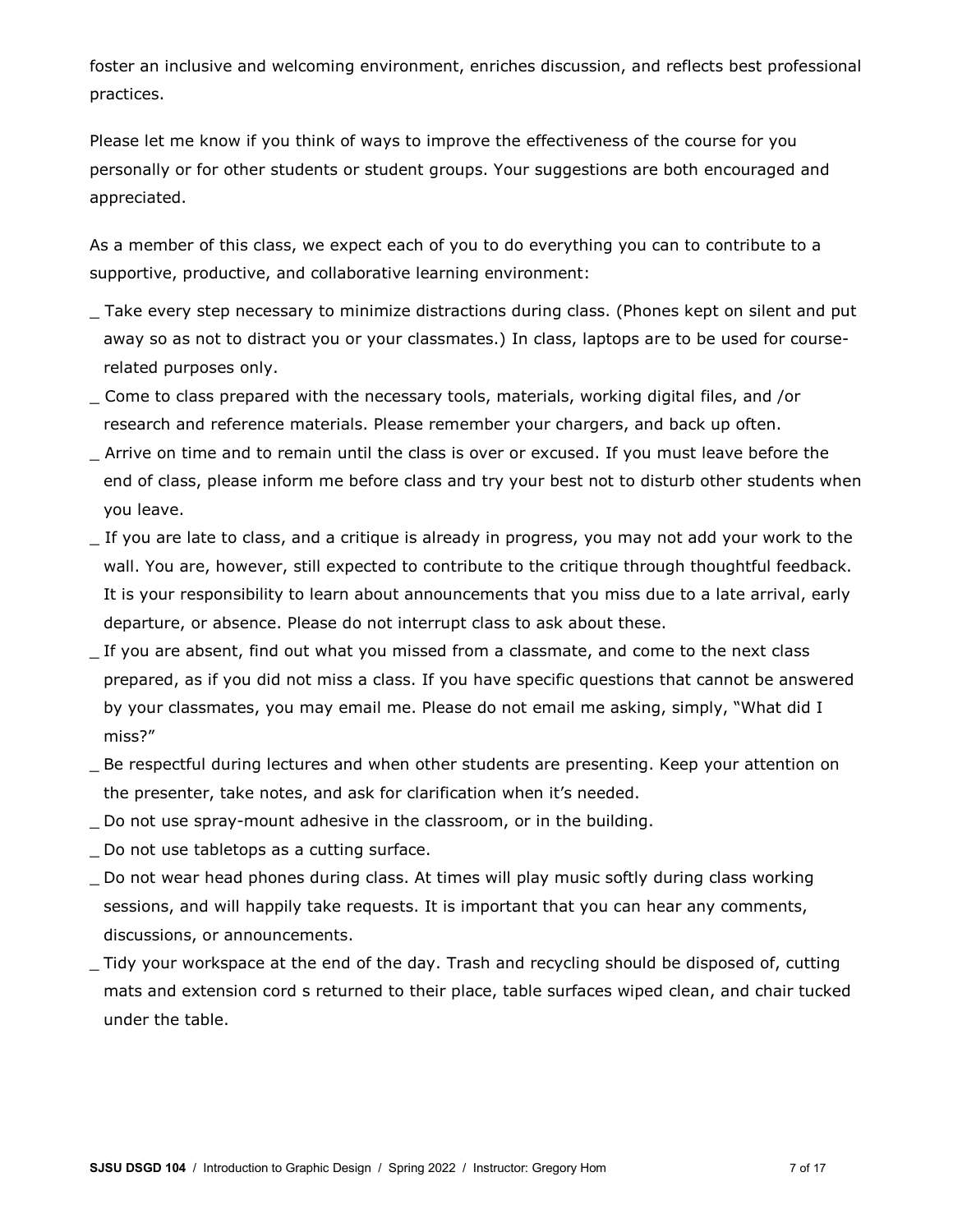foster an inclusive and welcoming environment, enriches discussion, and reflects best professional practices.

Please let me know if you think of ways to improve the effectiveness of the course for you personally or for other students or student groups. Your suggestions are both encouraged and appreciated.

As a member of this class, we expect each of you to do everything you can to contribute to a supportive, productive, and collaborative learning environment:

_ Take every step necessary to minimize distractions during class. (Phones kept on silent and put away so as not to distract you or your classmates.) In class, laptops are to be used for course-related purposes only.

_ Come to class prepared with the necessary tools, materials, working digital files, and /or research and reference materials. Please remember your chargers, and back up often.

_ Arrive on time and to remain until the class is over or excused. If you must leave before the end of class, please inform me before class and try your best not to disturb other students when you leave.

_ If you are late to class, and a critique is already in progress, you may not add your work to the wall. You are, however, still expected to contribute to the critique through thoughtful feedback. It is your responsibility to learn about announcements that you miss due to a late arrival, early departure, or absence. Please do not interrupt class to ask about these.

_ If you are absent, find out what you missed from a classmate, and come to the next class prepared, as if you did not miss a class. If you have specific questions that cannot be answered by your classmates, you may email me. Please do not email me asking, simply, "What did I miss?"

_ Be respectful during lectures and when other students are presenting. Keep your attention on the presenter, take notes, and ask for clarification when it's needed.

_ Do not use spray-mount adhesive in the classroom, or in the building.

_ Do not use tabletops as a cutting surface.

_ Do not wear head phones during class. At times will play music softly during class working sessions, and will happily take requests. It is important that you can hear any comments, discussions, or announcements.

_ Tidy your workspace at the end of the day. Trash and recycling should be disposed of, cutting mats and extension cord s returned to their place, table surfaces wiped clean, and chair tucked under the table.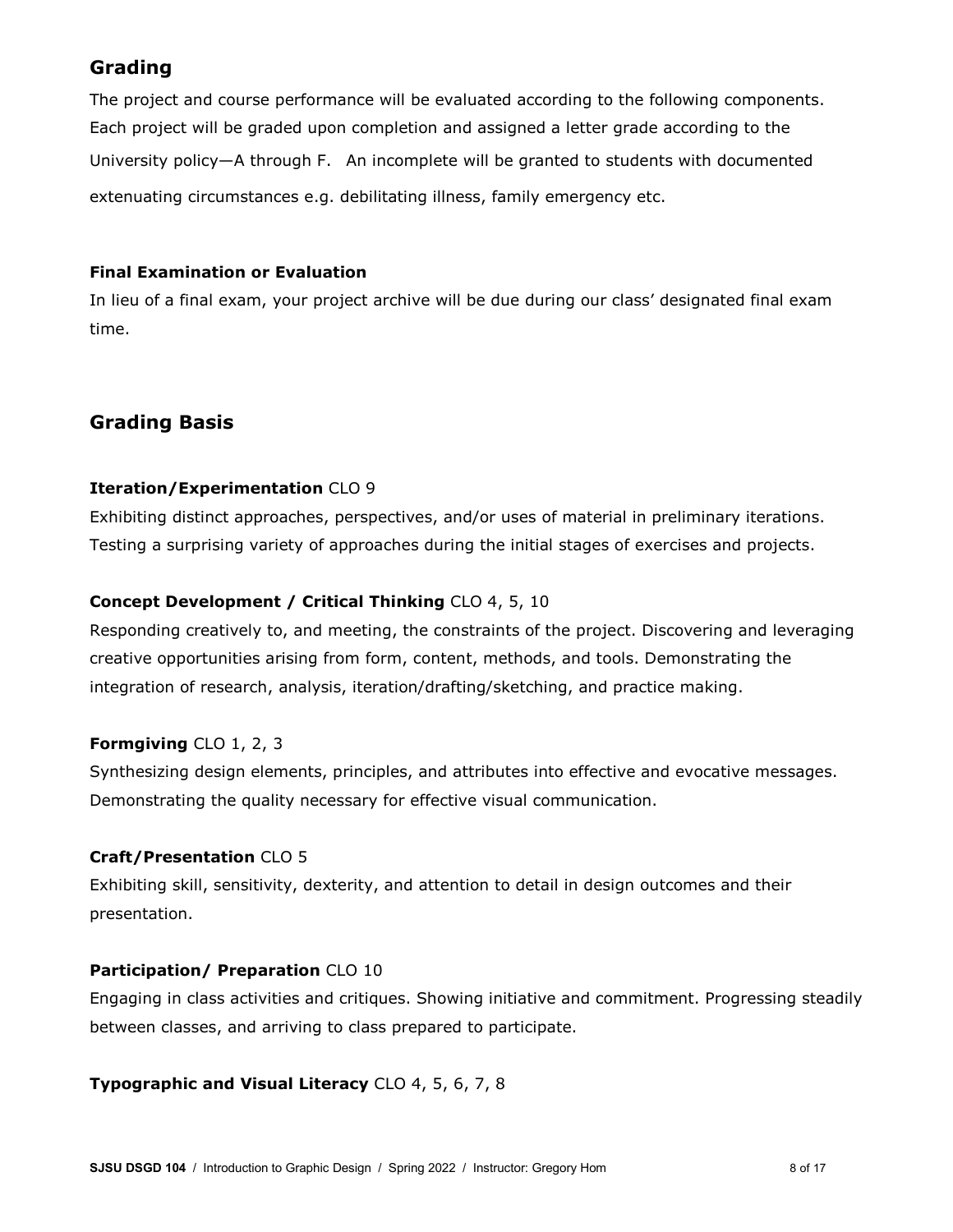## Grading

The project and course performance will be evaluated according to the following components. Each project will be graded upon completion and assigned a letter grade according to the University policy—A through F. An incomplete will be granted to students with documented extenuating circumstances e.g. debilitating illness, family emergency etc.

**Final Examination or Evaluation**

In lieu of a final exam, your project archive will be due during our class' designated final exam time.

## Grading Basis

**Iteration/Experimentation** CLO 9

Exhibiting distinct approaches, perspectives, and/or uses of material in preliminary iterations. Testing a surprising variety of approaches during the initial stages of exercises and projects.

**Concept Development / Critical Thinking** CLO 4, 5, 10

Responding creatively to, and meeting, the constraints of the project. Discovering and leveraging creative opportunities arising from form, content, methods, and tools. Demonstrating the integration of research, analysis, iteration/drafting/sketching, and practice making.

**Formgiving** CLO 1, 2, 3

Synthesizing design elements, principles, and attributes into effective and evocative messages. Demonstrating the quality necessary for effective visual communication.

**Craft/Presentation** CLO 5

Exhibiting skill, sensitivity, dexterity, and attention to detail in design outcomes and their presentation.

**Participation/ Preparation** CLO 10

Engaging in class activities and critiques. Showing initiative and commitment. Progressing steadily between classes, and arriving to class prepared to participate.

**Typographic and Visual Literacy** CLO 4, 5, 6, 7, 8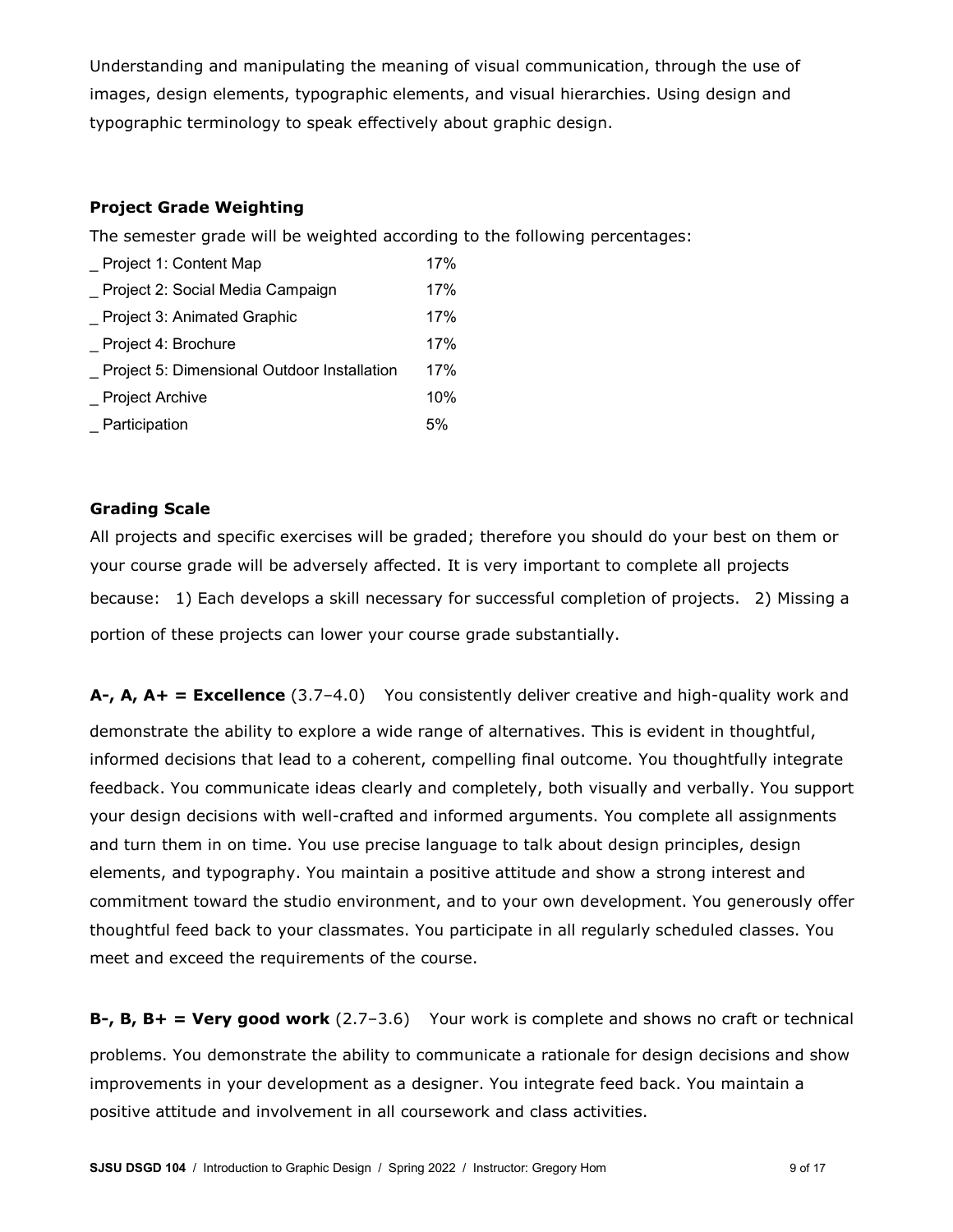Understanding and manipulating the meaning of visual communication, through the use of images, design elements, typographic elements, and visual hierarchies. Using design and typographic terminology to speak effectively about graphic design.

### Project Grade Weighting

The semester grade will be weighted according to the following percentages:

| | |
|---|---|
| _ Project 1: Content Map | 17% |
| _ Project 2: Social Media Campaign | 17% |
| _ Project 3: Animated Graphic | 17% |
| _ Project 4: Brochure | 17% |
| _ Project 5: Dimensional Outdoor Installation | 17% |
| _ Project Archive | 10% |
| _ Participation | 5% |

### Grading Scale

All projects and specific exercises will be graded; therefore you should do your best on them or your course grade will be adversely affected. It is very important to complete all projects because: 1) Each develops a skill necessary for successful completion of projects. 2) Missing a portion of these projects can lower your course grade substantially.

**A-, A, A+ = Excellence** (3.7–4.0) You consistently deliver creative and high-quality work and demonstrate the ability to explore a wide range of alternatives. This is evident in thoughtful, informed decisions that lead to a coherent, compelling final outcome. You thoughtfully integrate feedback. You communicate ideas clearly and completely, both visually and verbally. You support your design decisions with well-crafted and informed arguments. You complete all assignments and turn them in on time. You use precise language to talk about design principles, design elements, and typography. You maintain a positive attitude and show a strong interest and commitment toward the studio environment, and to your own development. You generously offer thoughtful feed back to your classmates. You participate in all regularly scheduled classes. You meet and exceed the requirements of the course.

**B-, B, B+ = Very good work** (2.7–3.6) Your work is complete and shows no craft or technical problems. You demonstrate the ability to communicate a rationale for design decisions and show improvements in your development as a designer. You integrate feed back. You maintain a positive attitude and involvement in all coursework and class activities.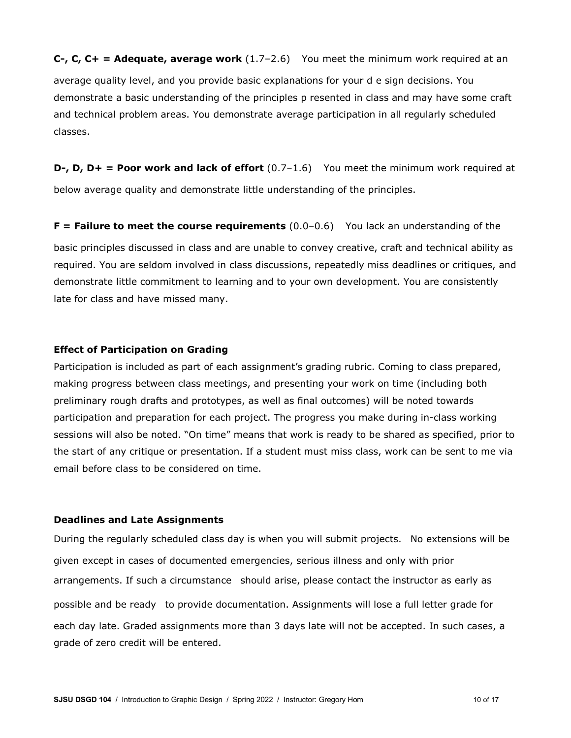**C-, C, C+ = Adequate, average work** (1.7–2.6) You meet the minimum work required at an average quality level, and you provide basic explanations for your d e sign decisions. You demonstrate a basic understanding of the principles p resented in class and may have some craft and technical problem areas. You demonstrate average participation in all regularly scheduled classes.

**D-, D, D+ = Poor work and lack of effort** (0.7–1.6) You meet the minimum work required at below average quality and demonstrate little understanding of the principles.

**F = Failure to meet the course requirements** (0.0–0.6) You lack an understanding of the basic principles discussed in class and are unable to convey creative, craft and technical ability as required. You are seldom involved in class discussions, repeatedly miss deadlines or critiques, and demonstrate little commitment to learning and to your own development. You are consistently late for class and have missed many.

### Effect of Participation on Grading

Participation is included as part of each assignment's grading rubric. Coming to class prepared, making progress between class meetings, and presenting your work on time (including both preliminary rough drafts and prototypes, as well as final outcomes) will be noted towards participation and preparation for each project. The progress you make during in-class working sessions will also be noted. "On time" means that work is ready to be shared as specified, prior to the start of any critique or presentation. If a student must miss class, work can be sent to me via email before class to be considered on time.

### Deadlines and Late Assignments

During the regularly scheduled class day is when you will submit projects. No extensions will be given except in cases of documented emergencies, serious illness and only with prior arrangements. If such a circumstance should arise, please contact the instructor as early as possible and be ready to provide documentation. Assignments will lose a full letter grade for each day late. Graded assignments more than 3 days late will not be accepted. In such cases, a grade of zero credit will be entered.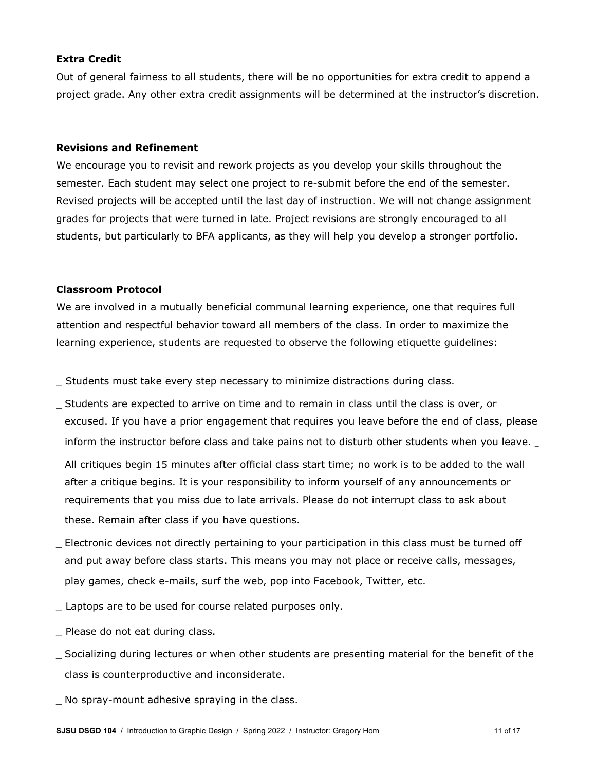**Extra Credit**

Out of general fairness to all students, there will be no opportunities for extra credit to append a project grade. Any other extra credit assignments will be determined at the instructor's discretion.

**Revisions and Refinement**

We encourage you to revisit and rework projects as you develop your skills throughout the semester. Each student may select one project to re-submit before the end of the semester. Revised projects will be accepted until the last day of instruction. We will not change assignment grades for projects that were turned in late. Project revisions are strongly encouraged to all students, but particularly to BFA applicants, as they will help you develop a stronger portfolio.

**Classroom Protocol**

We are involved in a mutually beneficial communal learning experience, one that requires full attention and respectful behavior toward all members of the class. In order to maximize the learning experience, students are requested to observe the following etiquette guidelines:

_ Students must take every step necessary to minimize distractions during class.

_ Students are expected to arrive on time and to remain in class until the class is over, or excused. If you have a prior engagement that requires you leave before the end of class, please inform the instructor before class and take pains not to disturb other students when you leave. _ All critiques begin 15 minutes after official class start time; no work is to be added to the wall after a critique begins. It is your responsibility to inform yourself of any announcements or requirements that you miss due to late arrivals. Please do not interrupt class to ask about these. Remain after class if you have questions.

_ Electronic devices not directly pertaining to your participation in this class must be turned off and put away before class starts. This means you may not place or receive calls, messages, play games, check e-mails, surf the web, pop into Facebook, Twitter, etc.

_ Laptops are to be used for course related purposes only.

_ Please do not eat during class.

_ Socializing during lectures or when other students are presenting material for the benefit of the class is counterproductive and inconsiderate.

_ No spray-mount adhesive spraying in the class.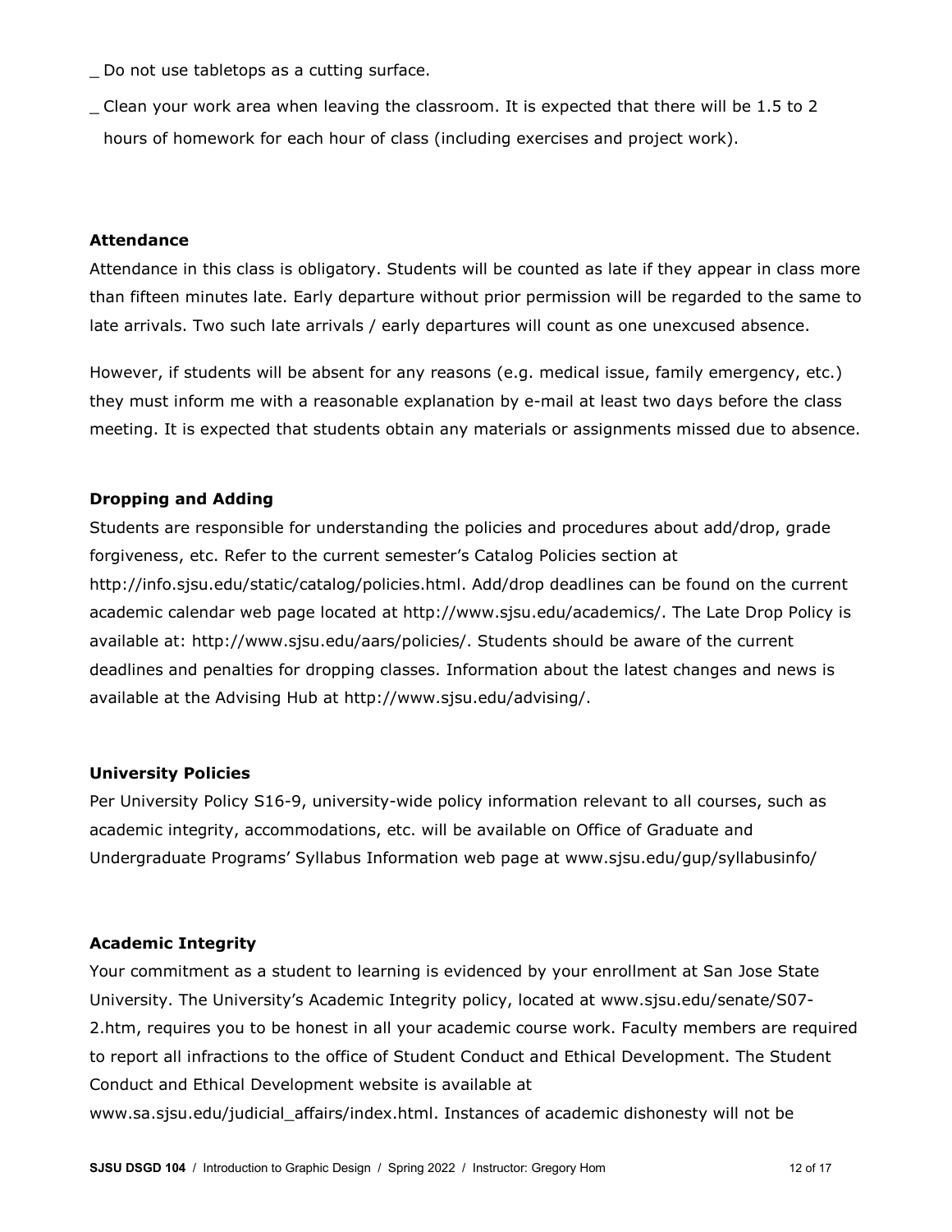_ Do not use tabletops as a cutting surface.

_ Clean your work area when leaving the classroom. It is expected that there will be 1.5 to 2 hours of homework for each hour of class (including exercises and project work).

**Attendance**

Attendance in this class is obligatory. Students will be counted as late if they appear in class more than fifteen minutes late. Early departure without prior permission will be regarded to the same to late arrivals. Two such late arrivals / early departures will count as one unexcused absence.

However, if students will be absent for any reasons (e.g. medical issue, family emergency, etc.) they must inform me with a reasonable explanation by e-mail at least two days before the class meeting. It is expected that students obtain any materials or assignments missed due to absence.

**Dropping and Adding**

Students are responsible for understanding the policies and procedures about add/drop, grade forgiveness, etc. Refer to the current semester's Catalog Policies section at http://info.sjsu.edu/static/catalog/policies.html. Add/drop deadlines can be found on the current academic calendar web page located at http://www.sjsu.edu/academics/. The Late Drop Policy is available at: http://www.sjsu.edu/aars/policies/. Students should be aware of the current deadlines and penalties for dropping classes. Information about the latest changes and news is available at the Advising Hub at http://www.sjsu.edu/advising/.

**University Policies**

Per University Policy S16-9, university-wide policy information relevant to all courses, such as academic integrity, accommodations, etc. will be available on Office of Graduate and Undergraduate Programs' Syllabus Information web page at www.sjsu.edu/gup/syllabusinfo/

**Academic Integrity**

Your commitment as a student to learning is evidenced by your enrollment at San Jose State University. The University's Academic Integrity policy, located at www.sjsu.edu/senate/S07-2.htm, requires you to be honest in all your academic course work. Faculty members are required to report all infractions to the office of Student Conduct and Ethical Development. The Student Conduct and Ethical Development website is available at www.sa.sjsu.edu/judicial_affairs/index.html. Instances of academic dishonesty will not be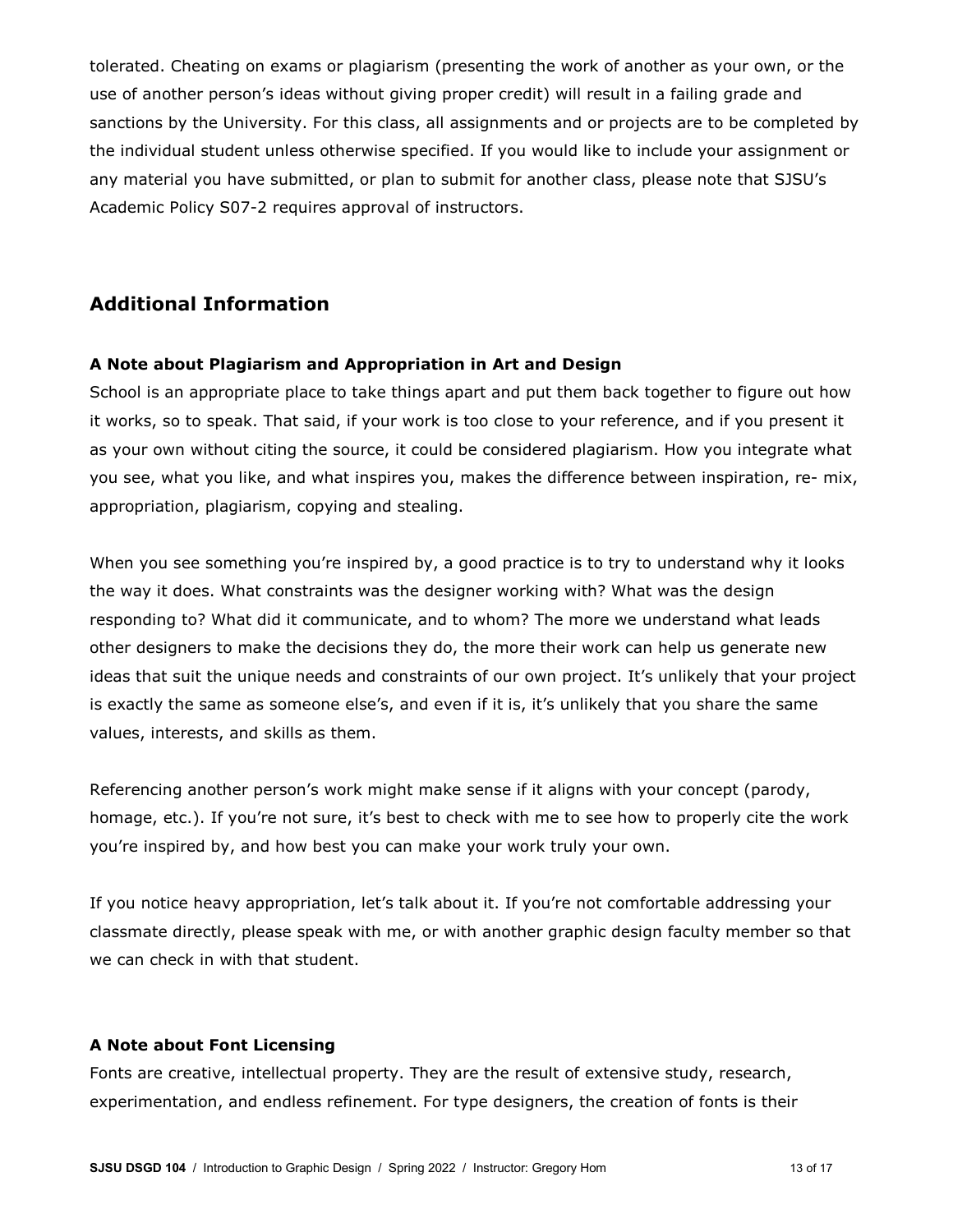tolerated. Cheating on exams or plagiarism (presenting the work of another as your own, or the use of another person's ideas without giving proper credit) will result in a failing grade and sanctions by the University. For this class, all assignments and or projects are to be completed by the individual student unless otherwise specified. If you would like to include your assignment or any material you have submitted, or plan to submit for another class, please note that SJSU's Academic Policy S07-2 requires approval of instructors.

## Additional Information

### A Note about Plagiarism and Appropriation in Art and Design

School is an appropriate place to take things apart and put them back together to figure out how it works, so to speak. That said, if your work is too close to your reference, and if you present it as your own without citing the source, it could be considered plagiarism. How you integrate what you see, what you like, and what inspires you, makes the difference between inspiration, re- mix, appropriation, plagiarism, copying and stealing.

When you see something you're inspired by, a good practice is to try to understand why it looks the way it does. What constraints was the designer working with? What was the design responding to? What did it communicate, and to whom? The more we understand what leads other designers to make the decisions they do, the more their work can help us generate new ideas that suit the unique needs and constraints of our own project. It's unlikely that your project is exactly the same as someone else's, and even if it is, it's unlikely that you share the same values, interests, and skills as them.

Referencing another person's work might make sense if it aligns with your concept (parody, homage, etc.). If you're not sure, it's best to check with me to see how to properly cite the work you're inspired by, and how best you can make your work truly your own.

If you notice heavy appropriation, let's talk about it. If you're not comfortable addressing your classmate directly, please speak with me, or with another graphic design faculty member so that we can check in with that student.

### A Note about Font Licensing

Fonts are creative, intellectual property. They are the result of extensive study, research, experimentation, and endless refinement. For type designers, the creation of fonts is their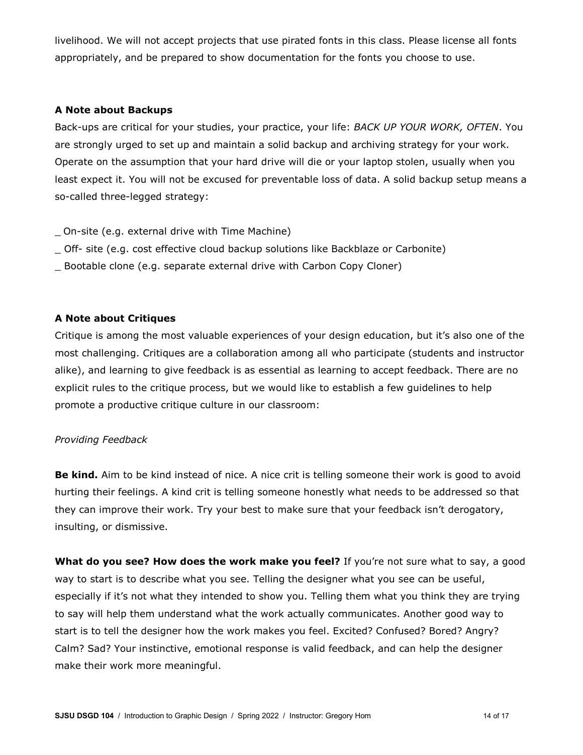livelihood. We will not accept projects that use pirated fonts in this class. Please license all fonts appropriately, and be prepared to show documentation for the fonts you choose to use.

**A Note about Backups**

Back-ups are critical for your studies, your practice, your life: *BACK UP YOUR WORK, OFTEN*. You are strongly urged to set up and maintain a solid backup and archiving strategy for your work. Operate on the assumption that your hard drive will die or your laptop stolen, usually when you least expect it. You will not be excused for preventable loss of data. A solid backup setup means a so-called three-legged strategy:

_ On-site (e.g. external drive with Time Machine)
_ Off- site (e.g. cost effective cloud backup solutions like Backblaze or Carbonite)
_ Bootable clone (e.g. separate external drive with Carbon Copy Cloner)

**A Note about Critiques**

Critique is among the most valuable experiences of your design education, but it's also one of the most challenging. Critiques are a collaboration among all who participate (students and instructor alike), and learning to give feedback is as essential as learning to accept feedback. There are no explicit rules to the critique process, but we would like to establish a few guidelines to help promote a productive critique culture in our classroom:

*Providing Feedback*

**Be kind.** Aim to be kind instead of nice. A nice crit is telling someone their work is good to avoid hurting their feelings. A kind crit is telling someone honestly what needs to be addressed so that they can improve their work. Try your best to make sure that your feedback isn't derogatory, insulting, or dismissive.

**What do you see? How does the work make you feel?** If you're not sure what to say, a good way to start is to describe what you see. Telling the designer what you see can be useful, especially if it's not what they intended to show you. Telling them what you think they are trying to say will help them understand what the work actually communicates. Another good way to start is to tell the designer how the work makes you feel. Excited? Confused? Bored? Angry? Calm? Sad? Your instinctive, emotional response is valid feedback, and can help the designer make their work more meaningful.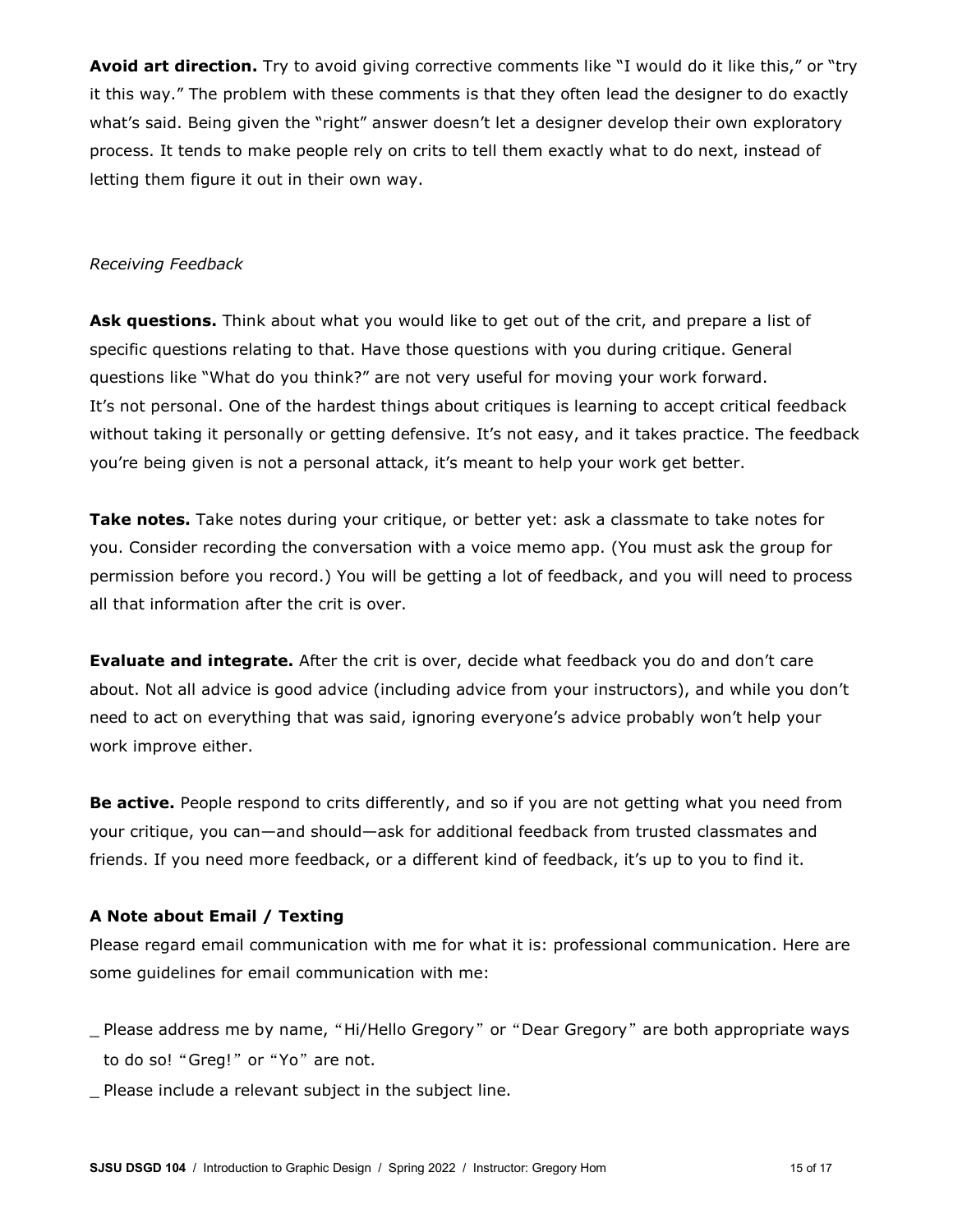**Avoid art direction.** Try to avoid giving corrective comments like "I would do it like this," or "try it this way." The problem with these comments is that they often lead the designer to do exactly what's said. Being given the "right" answer doesn't let a designer develop their own exploratory process. It tends to make people rely on crits to tell them exactly what to do next, instead of letting them figure it out in their own way.

*Receiving Feedback*

**Ask questions.** Think about what you would like to get out of the crit, and prepare a list of specific questions relating to that. Have those questions with you during critique. General questions like "What do you think?" are not very useful for moving your work forward.
It's not personal. One of the hardest things about critiques is learning to accept critical feedback without taking it personally or getting defensive. It's not easy, and it takes practice. The feedback you're being given is not a personal attack, it's meant to help your work get better.

**Take notes.** Take notes during your critique, or better yet: ask a classmate to take notes for you. Consider recording the conversation with a voice memo app. (You must ask the group for permission before you record.) You will be getting a lot of feedback, and you will need to process all that information after the crit is over.

**Evaluate and integrate.** After the crit is over, decide what feedback you do and don't care about. Not all advice is good advice (including advice from your instructors), and while you don't need to act on everything that was said, ignoring everyone's advice probably won't help your work improve either.

**Be active.** People respond to crits differently, and so if you are not getting what you need from your critique, you can—and should—ask for additional feedback from trusted classmates and friends. If you need more feedback, or a different kind of feedback, it's up to you to find it.

**A Note about Email / Texting**

Please regard email communication with me for what it is: professional communication. Here are some guidelines for email communication with me:

_ Please address me by name, "Hi/Hello Gregory" or "Dear Gregory" are both appropriate ways to do so! "Greg!" or "Yo" are not.

_ Please include a relevant subject in the subject line.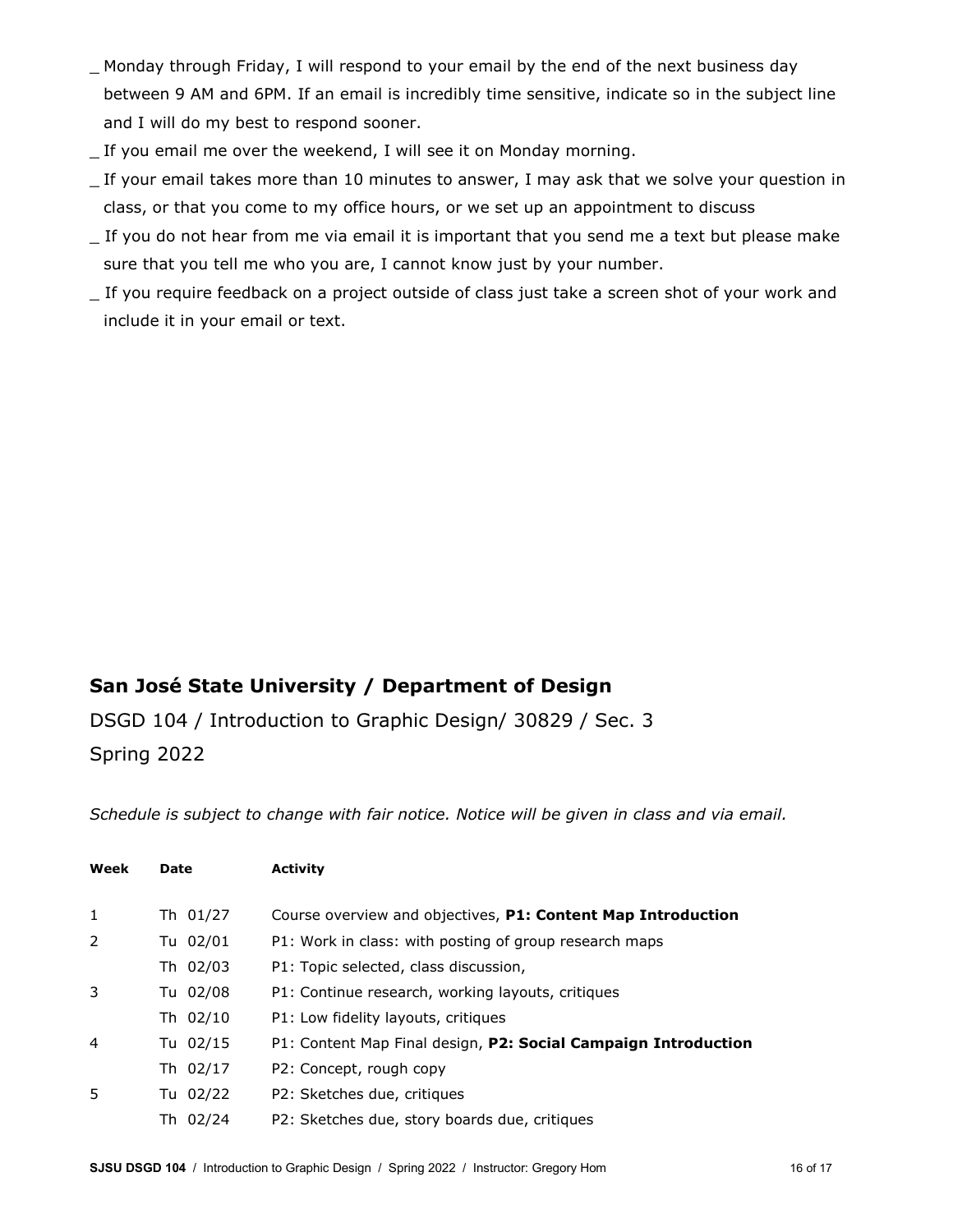_ Monday through Friday, I will respond to your email by the end of the next business day between 9 AM and 6PM. If an email is incredibly time sensitive, indicate so in the subject line and I will do my best to respond sooner.

_ If you email me over the weekend, I will see it on Monday morning.

_ If your email takes more than 10 minutes to answer, I may ask that we solve your question in class, or that you come to my office hours, or we set up an appointment to discuss

_ If you do not hear from me via email it is important that you send me a text but please make sure that you tell me who you are, I cannot know just by your number.

_ If you require feedback on a project outside of class just take a screen shot of your work and include it in your email or text.

## San José State University / Department of Design

DSGD 104 / Introduction to Graphic Design/ 30829 / Sec. 3

Spring 2022

*Schedule is subject to change with fair notice. Notice will be given in class and via email.*

| Week | Date | Activity |
|---|---|---|
| 1 | Th 01/27 | Course overview and objectives, **P1: Content Map Introduction** |
| 2 | Tu 02/01 | P1: Work in class: with posting of group research maps |
| | Th 02/03 | P1: Topic selected, class discussion, |
| 3 | Tu 02/08 | P1: Continue research, working layouts, critiques |
| | Th 02/10 | P1: Low fidelity layouts, critiques |
| 4 | Tu 02/15 | P1: Content Map Final design, **P2: Social Campaign Introduction** |
| | Th 02/17 | P2: Concept, rough copy |
| 5 | Tu 02/22 | P2: Sketches due, critiques |
| | Th 02/24 | P2: Sketches due, story boards due, critiques |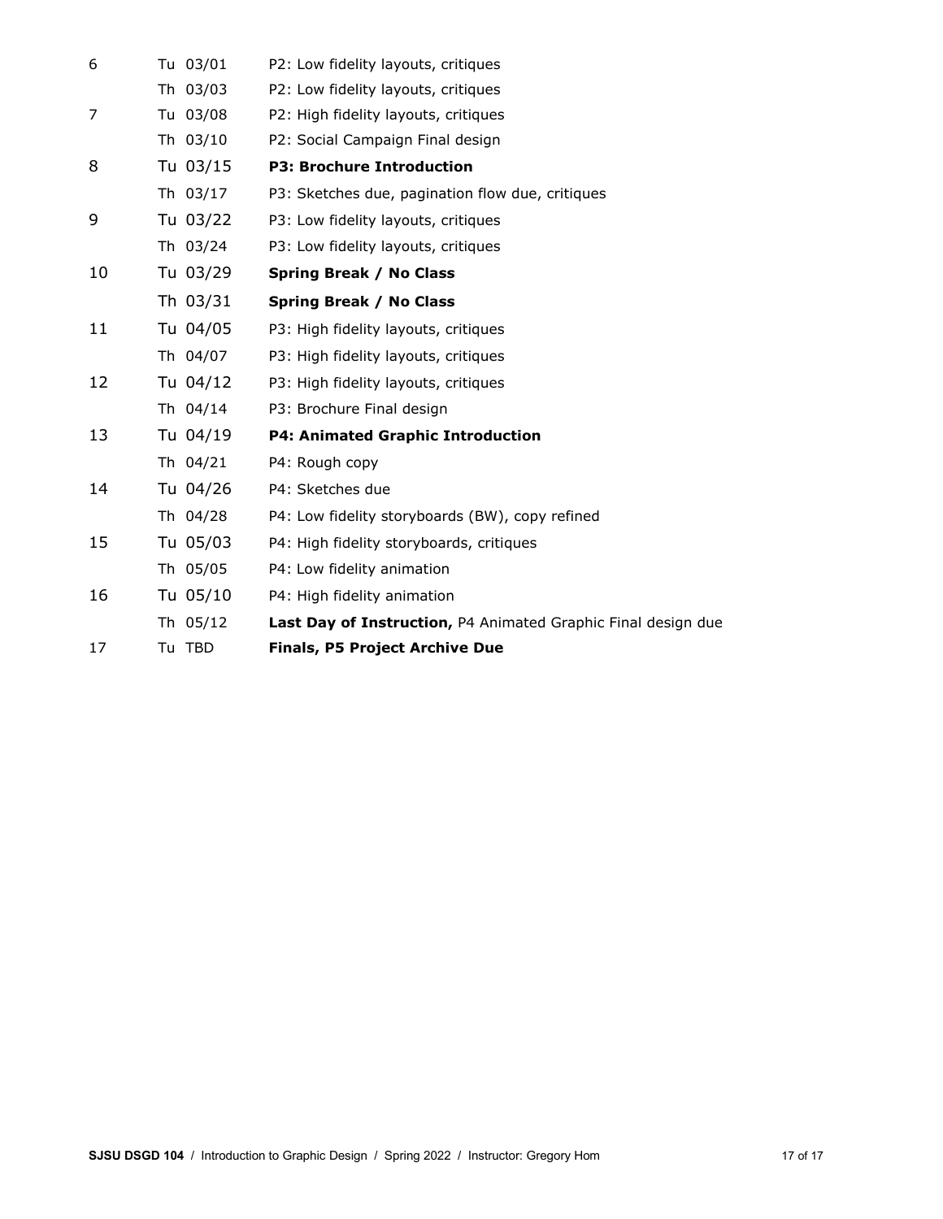| | | |
|---|---|---|
| 6 | Tu 03/01 | P2: Low fidelity layouts, critiques |
| | Th 03/03 | P2: Low fidelity layouts, critiques |
| 7 | Tu 03/08 | P2: High fidelity layouts, critiques |
| | Th 03/10 | P2: Social Campaign Final design |
| 8 | Tu 03/15 | **P3: Brochure Introduction** |
| | Th 03/17 | P3: Sketches due, pagination flow due, critiques |
| 9 | Tu 03/22 | P3: Low fidelity layouts, critiques |
| | Th 03/24 | P3: Low fidelity layouts, critiques |
| 10 | Tu 03/29 | **Spring Break / No Class** |
| | Th 03/31 | **Spring Break / No Class** |
| 11 | Tu 04/05 | P3: High fidelity layouts, critiques |
| | Th 04/07 | P3: High fidelity layouts, critiques |
| 12 | Tu 04/12 | P3: High fidelity layouts, critiques |
| | Th 04/14 | P3: Brochure Final design |
| 13 | Tu 04/19 | **P4: Animated Graphic Introduction** |
| | Th 04/21 | P4: Rough copy |
| 14 | Tu 04/26 | P4: Sketches due |
| | Th 04/28 | P4: Low fidelity storyboards (BW), copy refined |
| 15 | Tu 05/03 | P4: High fidelity storyboards, critiques |
| | Th 05/05 | P4: Low fidelity animation |
| 16 | Tu 05/10 | P4: High fidelity animation |
| | Th 05/12 | **Last Day of Instruction,** P4 Animated Graphic Final design due |
| 17 | Tu TBD | **Finals, P5 Project Archive Due** |